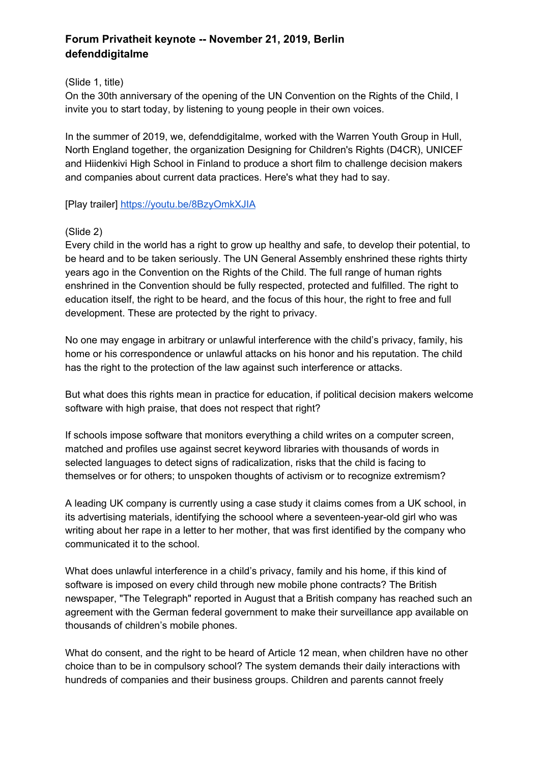**Forum Privatheit keynote -- November 21, 2019, Berlin defenddigitalme**

(Slide 1, title)
On the 30th anniversary of the opening of the UN Convention on the Rights of the Child, I invite you to start today, by listening to young people in their own voices.

In the summer of 2019, we, defenddigitalme, worked with the Warren Youth Group in Hull, North England together, the organization Designing for Children's Rights (D4CR), UNICEF and Hiidenkivi High School in Finland to produce a short film to challenge decision makers and companies about current data practices. Here's what they had to say.

[Play trailer] https://youtu.be/8BzyOmkXJIA

(Slide 2)
Every child in the world has a right to grow up healthy and safe, to develop their potential, to be heard and to be taken seriously. The UN General Assembly enshrined these rights thirty years ago in the Convention on the Rights of the Child. The full range of human rights enshrined in the Convention should be fully respected, protected and fulfilled. The right to education itself, the right to be heard, and the focus of this hour, the right to free and full development. These are protected by the right to privacy.

No one may engage in arbitrary or unlawful interference with the child's privacy, family, his home or his correspondence or unlawful attacks on his honor and his reputation. The child has the right to the protection of the law against such interference or attacks.

But what does this rights mean in practice for education, if political decision makers welcome software with high praise, that does not respect that right?

If schools impose software that monitors everything a child writes on a computer screen, matched and profiles use against secret keyword libraries with thousands of words in selected languages to detect signs of radicalization, risks that the child is facing to themselves or for others; to unspoken thoughts of activism or to recognize extremism?

A leading UK company is currently using a case study it claims comes from a UK school, in its advertising materials, identifying the schoool where a seventeen-year-old girl who was writing about her rape in a letter to her mother, that was first identified by the company who communicated it to the school.

What does unlawful interference in a child's privacy, family and his home, if this kind of software is imposed on every child through new mobile phone contracts? The British newspaper, "The Telegraph" reported in August that a British company has reached such an agreement with the German federal government to make their surveillance app available on thousands of children's mobile phones.

What do consent, and the right to be heard of Article 12 mean, when children have no other choice than to be in compulsory school? The system demands their daily interactions with hundreds of companies and their business groups. Children and parents cannot freely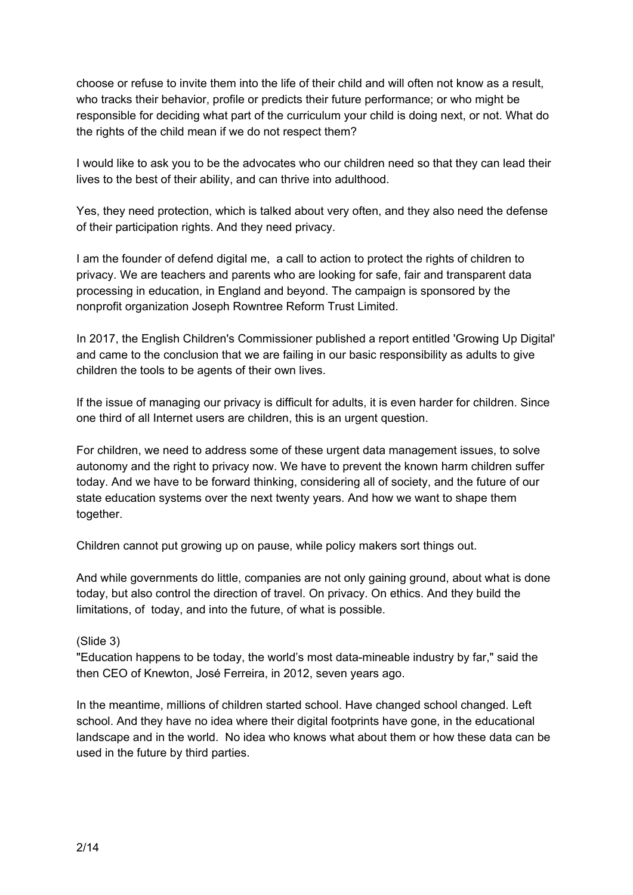choose or refuse to invite them into the life of their child and will often not know as a result, who tracks their behavior, profile or predicts their future performance; or who might be responsible for deciding what part of the curriculum your child is doing next, or not. What do the rights of the child mean if we do not respect them?

I would like to ask you to be the advocates who our children need so that they can lead their lives to the best of their ability, and can thrive into adulthood.

Yes, they need protection, which is talked about very often, and they also need the defense of their participation rights. And they need privacy.

I am the founder of defend digital me, a call to action to protect the rights of children to privacy. We are teachers and parents who are looking for safe, fair and transparent data processing in education, in England and beyond. The campaign is sponsored by the nonprofit organization Joseph Rowntree Reform Trust Limited.

In 2017, the English Children's Commissioner published a report entitled 'Growing Up Digital' and came to the conclusion that we are failing in our basic responsibility as adults to give children the tools to be agents of their own lives.

If the issue of managing our privacy is difficult for adults, it is even harder for children. Since one third of all Internet users are children, this is an urgent question.

For children, we need to address some of these urgent data management issues, to solve autonomy and the right to privacy now. We have to prevent the known harm children suffer today. And we have to be forward thinking, considering all of society, and the future of our state education systems over the next twenty years. And how we want to shape them together.

Children cannot put growing up on pause, while policy makers sort things out.

And while governments do little, companies are not only gaining ground, about what is done today, but also control the direction of travel. On privacy. On ethics. And they build the limitations, of today, and into the future, of what is possible.

(Slide 3)
"Education happens to be today, the world's most data-mineable industry by far," said the then CEO of Knewton, José Ferreira, in 2012, seven years ago.

In the meantime, millions of children started school. Have changed school changed. Left school. And they have no idea where their digital footprints have gone, in the educational landscape and in the world. No idea who knows what about them or how these data can be used in the future by third parties.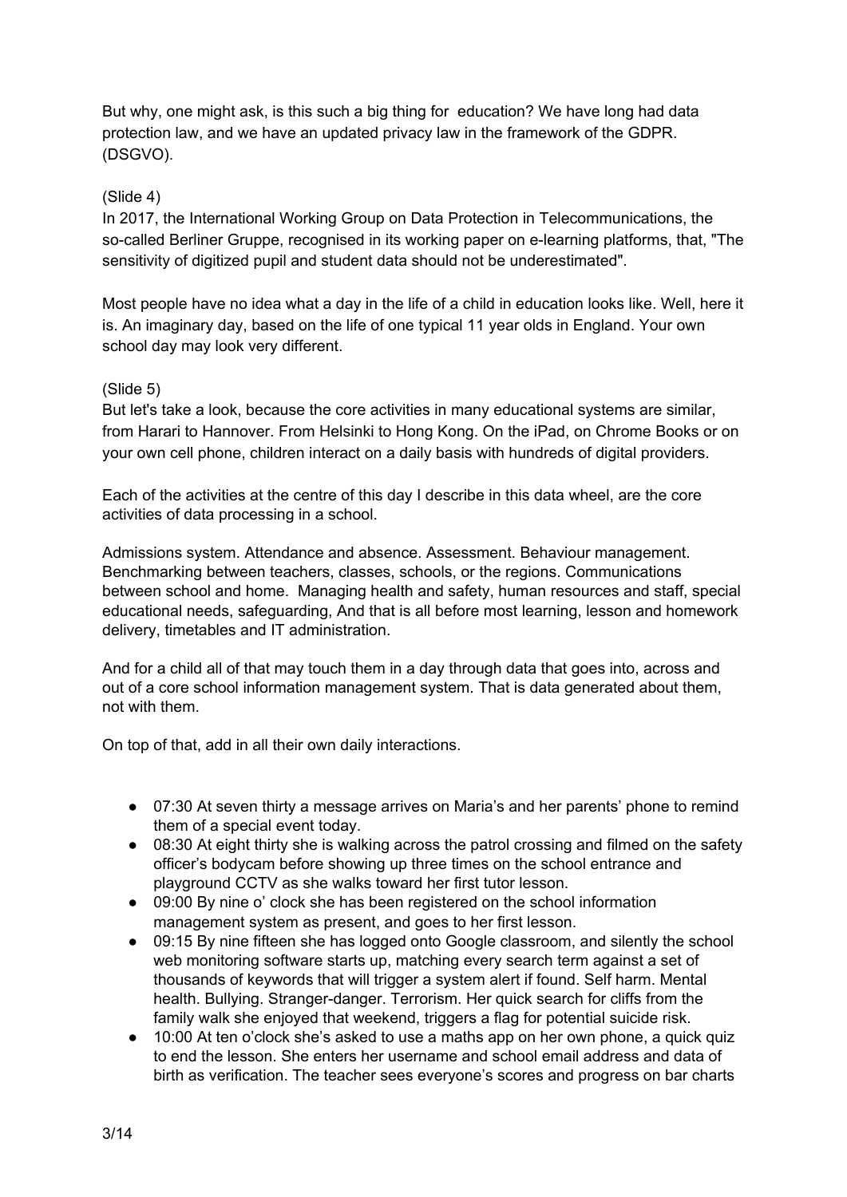But why, one might ask, is this such a big thing for  education? We have long had data protection law, and we have an updated privacy law in the framework of the GDPR. (DSGVO).

(Slide 4)
In 2017, the International Working Group on Data Protection in Telecommunications, the so-called Berliner Gruppe, recognised in its working paper on e-learning platforms, that, "The sensitivity of digitized pupil and student data should not be underestimated".

Most people have no idea what a day in the life of a child in education looks like. Well, here it is. An imaginary day, based on the life of one typical 11 year olds in England. Your own school day may look very different.

(Slide 5)
But let's take a look, because the core activities in many educational systems are similar, from Harari to Hannover. From Helsinki to Hong Kong. On the iPad, on Chrome Books or on your own cell phone, children interact on a daily basis with hundreds of digital providers.

Each of the activities at the centre of this day I describe in this data wheel, are the core activities of data processing in a school.

Admissions system. Attendance and absence. Assessment. Behaviour management. Benchmarking between teachers, classes, schools, or the regions. Communications between school and home.  Managing health and safety, human resources and staff, special educational needs, safeguarding, And that is all before most learning, lesson and homework delivery, timetables and IT administration.

And for a child all of that may touch them in a day through data that goes into, across and out of a core school information management system. That is data generated about them, not with them.

On top of that, add in all their own daily interactions.

- 07:30 At seven thirty a message arrives on Maria's and her parents' phone to remind them of a special event today.
- 08:30 At eight thirty she is walking across the patrol crossing and filmed on the safety officer's bodycam before showing up three times on the school entrance and playground CCTV as she walks toward her first tutor lesson.
- 09:00 By nine o' clock she has been registered on the school information management system as present, and goes to her first lesson.
- 09:15 By nine fifteen she has logged onto Google classroom, and silently the school web monitoring software starts up, matching every search term against a set of thousands of keywords that will trigger a system alert if found. Self harm. Mental health. Bullying. Stranger-danger. Terrorism. Her quick search for cliffs from the family walk she enjoyed that weekend, triggers a flag for potential suicide risk.
- 10:00 At ten o'clock she's asked to use a maths app on her own phone, a quick quiz to end the lesson. She enters her username and school email address and data of birth as verification. The teacher sees everyone's scores and progress on bar charts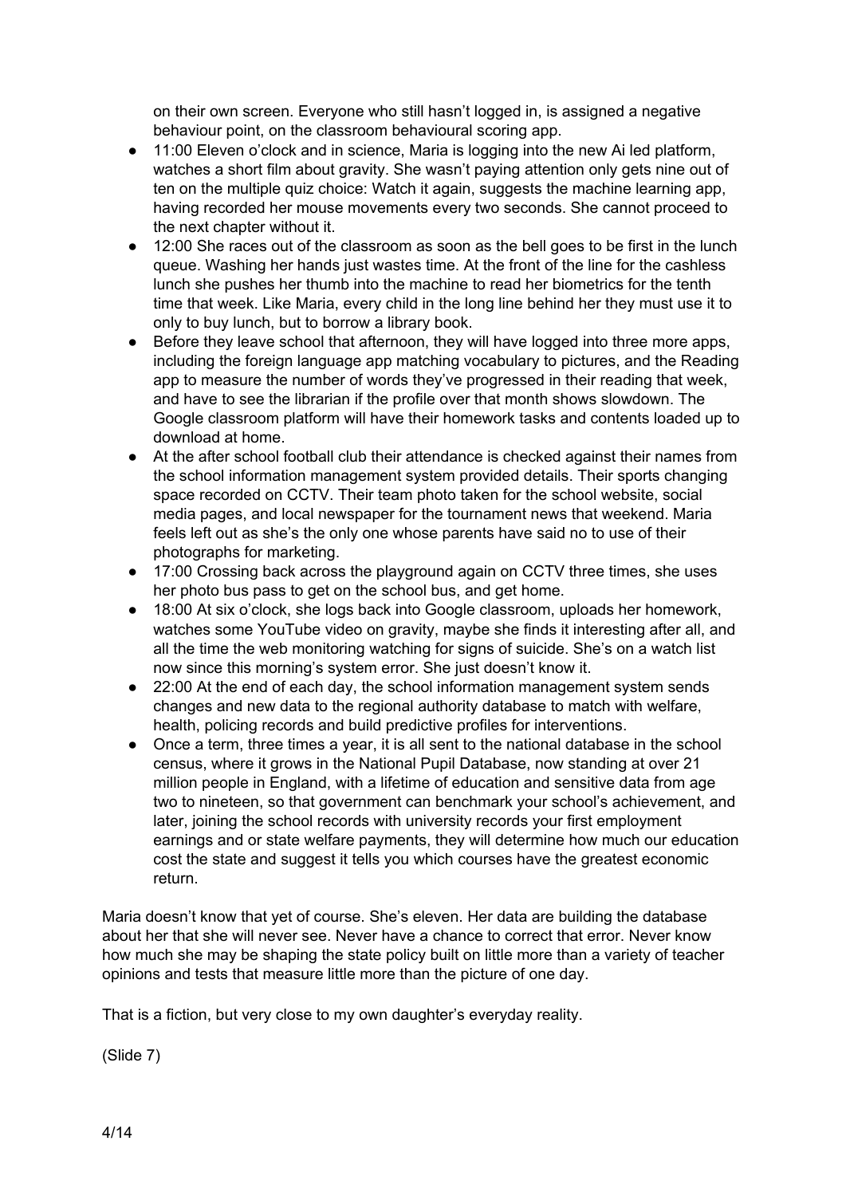on their own screen. Everyone who still hasn't logged in, is assigned a negative behaviour point, on the classroom behavioural scoring app.

- 11:00 Eleven o'clock and in science, Maria is logging into the new Ai led platform, watches a short film about gravity. She wasn't paying attention only gets nine out of ten on the multiple quiz choice: Watch it again, suggests the machine learning app, having recorded her mouse movements every two seconds. She cannot proceed to the next chapter without it.
- 12:00 She races out of the classroom as soon as the bell goes to be first in the lunch queue. Washing her hands just wastes time. At the front of the line for the cashless lunch she pushes her thumb into the machine to read her biometrics for the tenth time that week. Like Maria, every child in the long line behind her they must use it to only to buy lunch, but to borrow a library book.
- Before they leave school that afternoon, they will have logged into three more apps, including the foreign language app matching vocabulary to pictures, and the Reading app to measure the number of words they've progressed in their reading that week, and have to see the librarian if the profile over that month shows slowdown. The Google classroom platform will have their homework tasks and contents loaded up to download at home.
- At the after school football club their attendance is checked against their names from the school information management system provided details. Their sports changing space recorded on CCTV. Their team photo taken for the school website, social media pages, and local newspaper for the tournament news that weekend. Maria feels left out as she's the only one whose parents have said no to use of their photographs for marketing.
- 17:00 Crossing back across the playground again on CCTV three times, she uses her photo bus pass to get on the school bus, and get home.
- 18:00 At six o'clock, she logs back into Google classroom, uploads her homework, watches some YouTube video on gravity, maybe she finds it interesting after all, and all the time the web monitoring watching for signs of suicide. She's on a watch list now since this morning's system error. She just doesn't know it.
- 22:00 At the end of each day, the school information management system sends changes and new data to the regional authority database to match with welfare, health, policing records and build predictive profiles for interventions.
- Once a term, three times a year, it is all sent to the national database in the school census, where it grows in the National Pupil Database, now standing at over 21 million people in England, with a lifetime of education and sensitive data from age two to nineteen, so that government can benchmark your school's achievement, and later, joining the school records with university records your first employment earnings and or state welfare payments, they will determine how much our education cost the state and suggest it tells you which courses have the greatest economic return.

Maria doesn't know that yet of course. She's eleven. Her data are building the database about her that she will never see. Never have a chance to correct that error. Never know how much she may be shaping the state policy built on little more than a variety of teacher opinions and tests that measure little more than the picture of one day.

That is a fiction, but very close to my own daughter's everyday reality.

(Slide 7)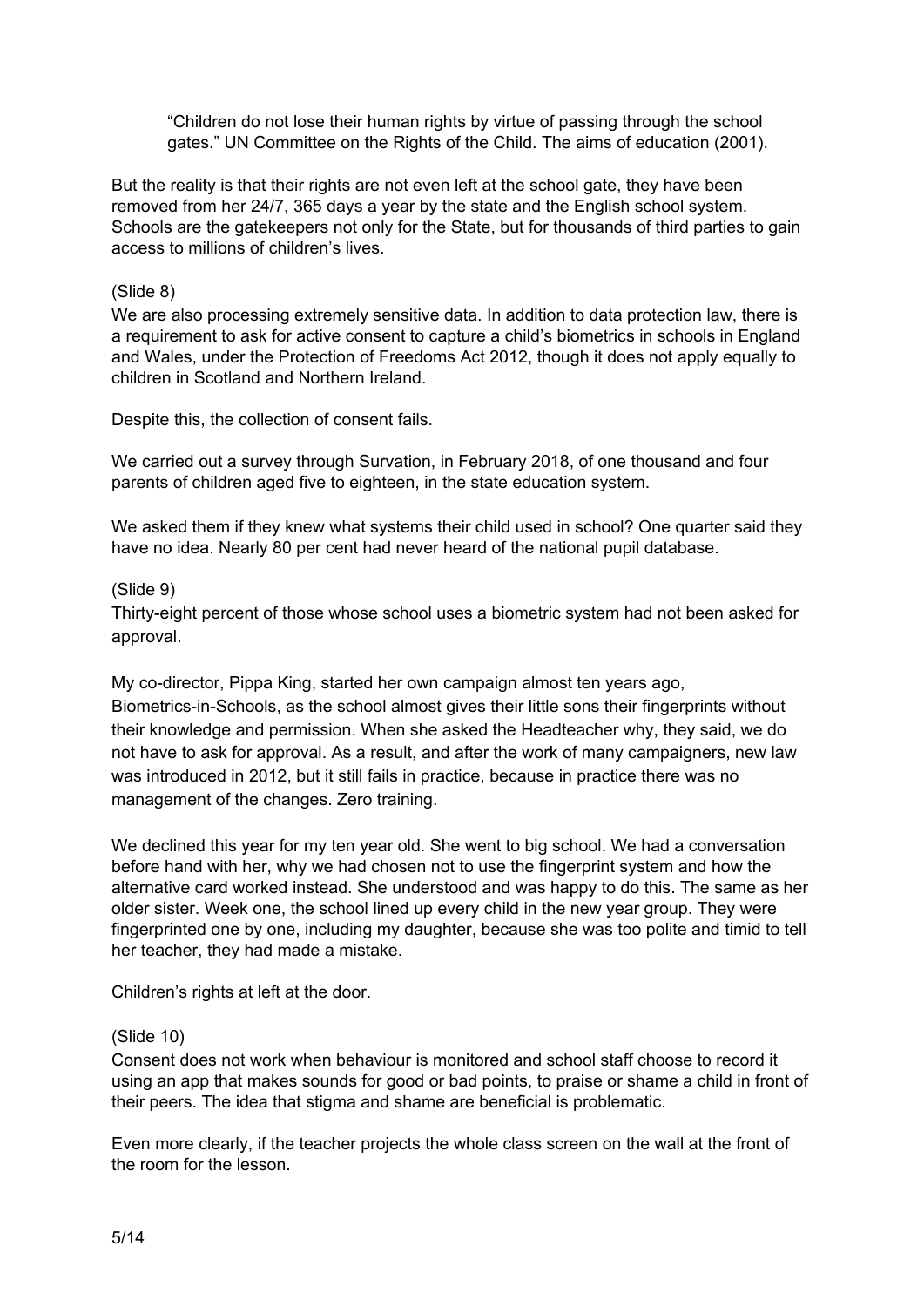> "Children do not lose their human rights by virtue of passing through the school gates." UN Committee on the Rights of the Child. The aims of education (2001).

But the reality is that their rights are not even left at the school gate, they have been removed from her 24/7, 365 days a year by the state and the English school system. Schools are the gatekeepers not only for the State, but for thousands of third parties to gain access to millions of children's lives.

(Slide 8)
We are also processing extremely sensitive data. In addition to data protection law, there is a requirement to ask for active consent to capture a child's biometrics in schools in England and Wales, under the Protection of Freedoms Act 2012, though it does not apply equally to children in Scotland and Northern Ireland.

Despite this, the collection of consent fails.

We carried out a survey through Survation, in February 2018, of one thousand and four parents of children aged five to eighteen, in the state education system.

We asked them if they knew what systems their child used in school? One quarter said they have no idea. Nearly 80 per cent had never heard of the national pupil database.

(Slide 9)
Thirty-eight percent of those whose school uses a biometric system had not been asked for approval.

My co-director, Pippa King, started her own campaign almost ten years ago, Biometrics-in-Schools, as the school almost gives their little sons their fingerprints without their knowledge and permission. When she asked the Headteacher why, they said, we do not have to ask for approval. As a result, and after the work of many campaigners, new law was introduced in 2012, but it still fails in practice, because in practice there was no management of the changes. Zero training.

We declined this year for my ten year old. She went to big school. We had a conversation before hand with her, why we had chosen not to use the fingerprint system and how the alternative card worked instead. She understood and was happy to do this. The same as her older sister. Week one, the school lined up every child in the new year group. They were fingerprinted one by one, including my daughter, because she was too polite and timid to tell her teacher, they had made a mistake.

Children's rights at left at the door.

(Slide 10)
Consent does not work when behaviour is monitored and school staff choose to record it using an app that makes sounds for good or bad points, to praise or shame a child in front of their peers. The idea that stigma and shame are beneficial is problematic.

Even more clearly, if the teacher projects the whole class screen on the wall at the front of the room for the lesson.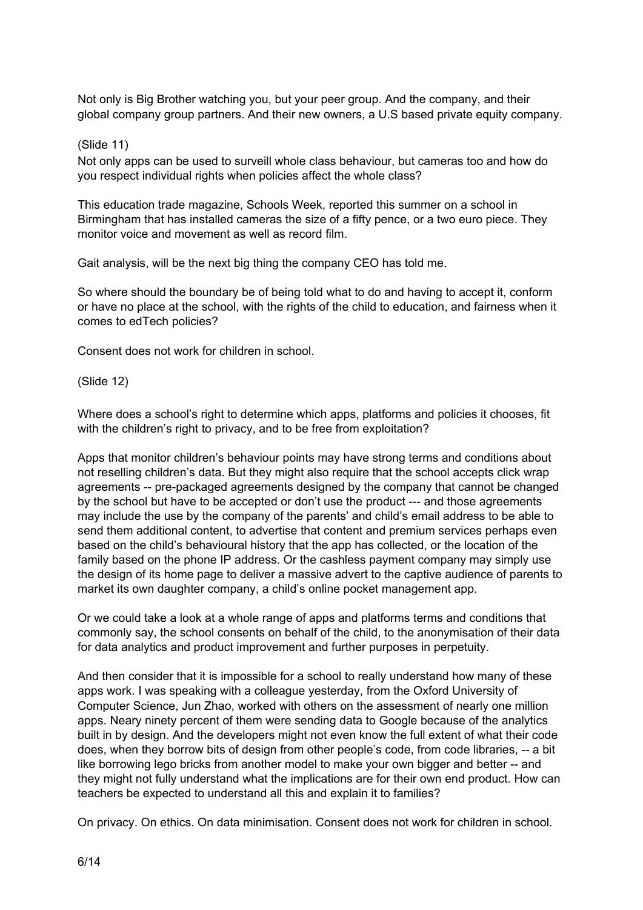Not only is Big Brother watching you, but your peer group. And the company, and their global company group partners. And their new owners, a U.S based private equity company.

(Slide 11)

Not only apps can be used to surveill whole class behaviour, but cameras too and how do you respect individual rights when policies affect the whole class?

This education trade magazine, Schools Week, reported this summer on a school in Birmingham that has installed cameras the size of a fifty pence, or a two euro piece. They monitor voice and movement as well as record film.

Gait analysis, will be the next big thing the company CEO has told me.

So where should the boundary be of being told what to do and having to accept it, conform or have no place at the school, with the rights of the child to education, and fairness when it comes to edTech policies?

Consent does not work for children in school.

(Slide 12)

Where does a school's right to determine which apps, platforms and policies it chooses, fit with the children's right to privacy, and to be free from exploitation?

Apps that monitor children's behaviour points may have strong terms and conditions about not reselling children's data. But they might also require that the school accepts click wrap agreements -- pre-packaged agreements designed by the company that cannot be changed by the school but have to be accepted or don't use the product --- and those agreements may include the use by the company of the parents' and child's email address to be able to send them additional content, to advertise that content and premium services perhaps even based on the child's behavioural history that the app has collected, or the location of the family based on the phone IP address. Or the cashless payment company may simply use the design of its home page to deliver a massive advert to the captive audience of parents to market its own daughter company, a child's online pocket management app.

Or we could take a look at a whole range of apps and platforms terms and conditions that commonly say, the school consents on behalf of the child, to the anonymisation of their data for data analytics and product improvement and further purposes in perpetuity.

And then consider that it is impossible for a school to really understand how many of these apps work. I was speaking with a colleague yesterday, from the Oxford University of Computer Science, Jun Zhao, worked with others on the assessment of nearly one million apps. Neary ninety percent of them were sending data to Google because of the analytics built in by design. And the developers might not even know the full extent of what their code does, when they borrow bits of design from other people's code, from code libraries, -- a bit like borrowing lego bricks from another model to make your own bigger and better -- and they might not fully understand what the implications are for their own end product. How can teachers be expected to understand all this and explain it to families?

On privacy. On ethics. On data minimisation. Consent does not work for children in school.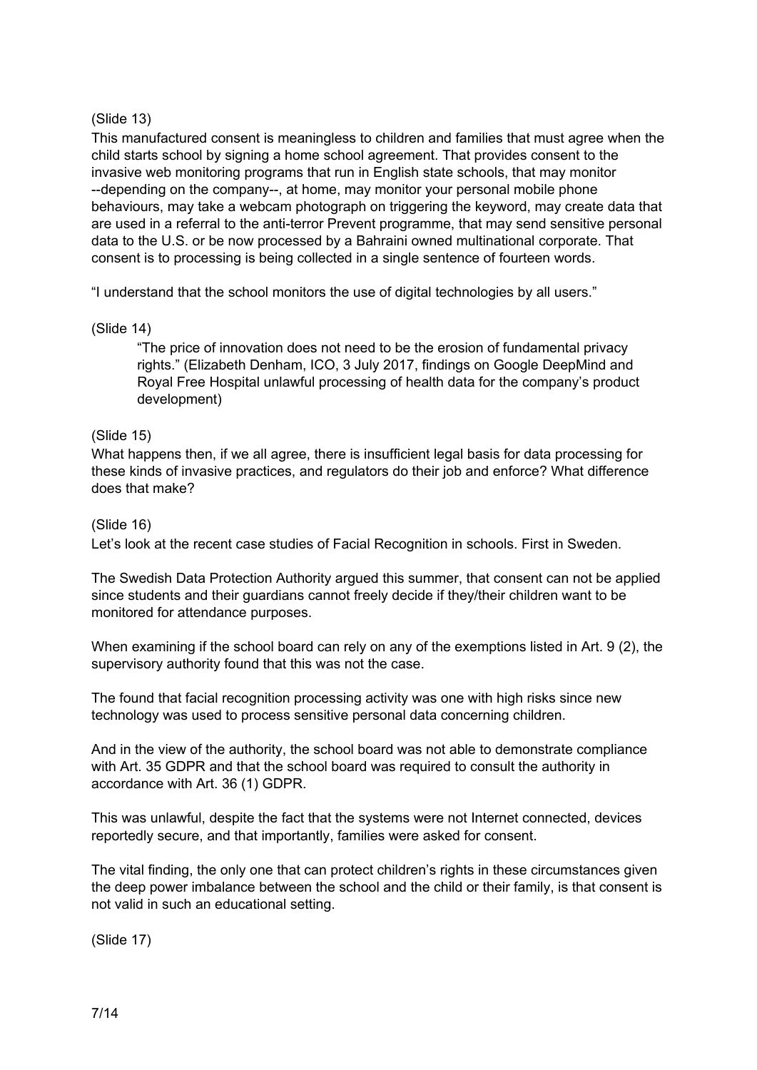(Slide 13)

This manufactured consent is meaningless to children and families that must agree when the child starts school by signing a home school agreement. That provides consent to the invasive web monitoring programs that run in English state schools, that may monitor --depending on the company--, at home, may monitor your personal mobile phone behaviours, may take a webcam photograph on triggering the keyword, may create data that are used in a referral to the anti-terror Prevent programme, that may send sensitive personal data to the U.S. or be now processed by a Bahraini owned multinational corporate. That consent is to processing is being collected in a single sentence of fourteen words.

"I understand that the school monitors the use of digital technologies by all users."

(Slide 14)

> "The price of innovation does not need to be the erosion of fundamental privacy rights." (Elizabeth Denham, ICO, 3 July 2017, findings on Google DeepMind and Royal Free Hospital unlawful processing of health data for the company's product development)

(Slide 15)

What happens then, if we all agree, there is insufficient legal basis for data processing for these kinds of invasive practices, and regulators do their job and enforce? What difference does that make?

(Slide 16)

Let's look at the recent case studies of Facial Recognition in schools. First in Sweden.

The Swedish Data Protection Authority argued this summer, that consent can not be applied since students and their guardians cannot freely decide if they/their children want to be monitored for attendance purposes.

When examining if the school board can rely on any of the exemptions listed in Art. 9 (2), the supervisory authority found that this was not the case.

The found that facial recognition processing activity was one with high risks since new technology was used to process sensitive personal data concerning children.

And in the view of the authority, the school board was not able to demonstrate compliance with Art. 35 GDPR and that the school board was required to consult the authority in accordance with Art. 36 (1) GDPR.

This was unlawful, despite the fact that the systems were not Internet connected, devices reportedly secure, and that importantly, families were asked for consent.

The vital finding, the only one that can protect children's rights in these circumstances given the deep power imbalance between the school and the child or their family, is that consent is not valid in such an educational setting.

(Slide 17)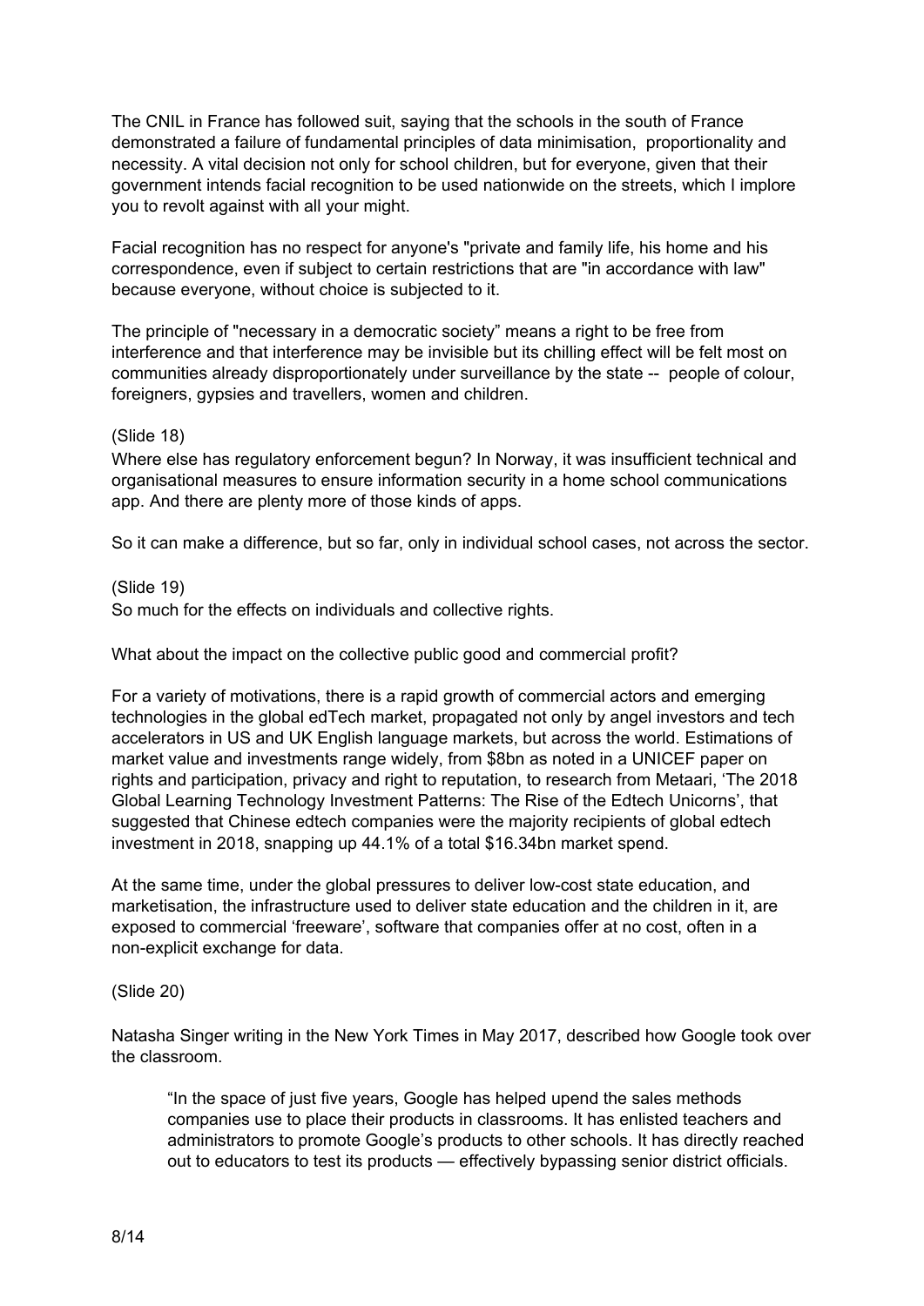The CNIL in France has followed suit, saying that the schools in the south of France demonstrated a failure of fundamental principles of data minimisation, proportionality and necessity. A vital decision not only for school children, but for everyone, given that their government intends facial recognition to be used nationwide on the streets, which I implore you to revolt against with all your might.

Facial recognition has no respect for anyone's "private and family life, his home and his correspondence, even if subject to certain restrictions that are "in accordance with law" because everyone, without choice is subjected to it.

The principle of "necessary in a democratic society" means a right to be free from interference and that interference may be invisible but its chilling effect will be felt most on communities already disproportionately under surveillance by the state -- people of colour, foreigners, gypsies and travellers, women and children.

(Slide 18)
Where else has regulatory enforcement begun? In Norway, it was insufficient technical and organisational measures to ensure information security in a home school communications app. And there are plenty more of those kinds of apps.

So it can make a difference, but so far, only in individual school cases, not across the sector.

(Slide 19)
So much for the effects on individuals and collective rights.

What about the impact on the collective public good and commercial profit?

For a variety of motivations, there is a rapid growth of commercial actors and emerging technologies in the global edTech market, propagated not only by angel investors and tech accelerators in US and UK English language markets, but across the world. Estimations of market value and investments range widely, from $8bn as noted in a UNICEF paper on rights and participation, privacy and right to reputation, to research from Metaari, 'The 2018 Global Learning Technology Investment Patterns: The Rise of the Edtech Unicorns', that suggested that Chinese edtech companies were the majority recipients of global edtech investment in 2018, snapping up 44.1% of a total $16.34bn market spend.

At the same time, under the global pressures to deliver low-cost state education, and marketisation, the infrastructure used to deliver state education and the children in it, are exposed to commercial 'freeware', software that companies offer at no cost, often in a non-explicit exchange for data.

(Slide 20)

Natasha Singer writing in the New York Times in May 2017, described how Google took over the classroom.

> "In the space of just five years, Google has helped upend the sales methods companies use to place their products in classrooms. It has enlisted teachers and administrators to promote Google's products to other schools. It has directly reached out to educators to test its products — effectively bypassing senior district officials.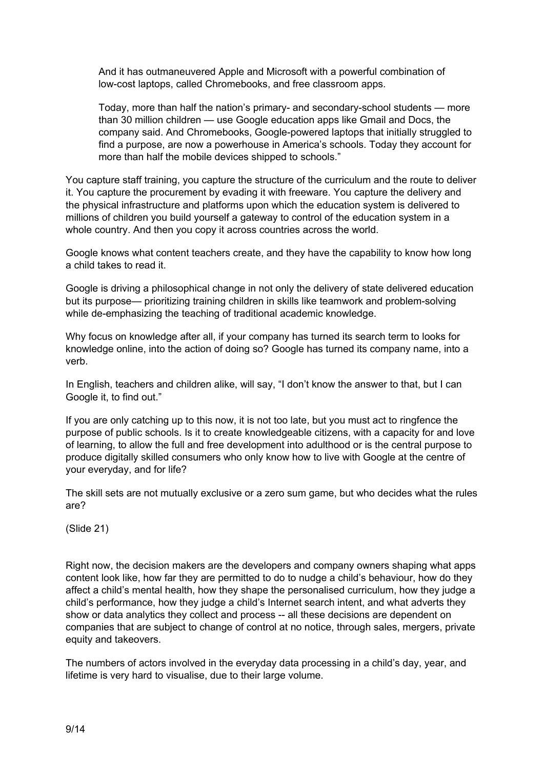> And it has outmaneuvered Apple and Microsoft with a powerful combination of low-cost laptops, called Chromebooks, and free classroom apps.
>
> Today, more than half the nation's primary- and secondary-school students — more than 30 million children — use Google education apps like Gmail and Docs, the company said. And Chromebooks, Google-powered laptops that initially struggled to find a purpose, are now a powerhouse in America's schools. Today they account for more than half the mobile devices shipped to schools."

You capture staff training, you capture the structure of the curriculum and the route to deliver it. You capture the procurement by evading it with freeware. You capture the delivery and the physical infrastructure and platforms upon which the education system is delivered to millions of children you build yourself a gateway to control of the education system in a whole country. And then you copy it across countries across the world.

Google knows what content teachers create, and they have the capability to know how long a child takes to read it.

Google is driving a philosophical change in not only the delivery of state delivered education but its purpose— prioritizing training children in skills like teamwork and problem-solving while de-emphasizing the teaching of traditional academic knowledge.

Why focus on knowledge after all, if your company has turned its search term to looks for knowledge online, into the action of doing so? Google has turned its company name, into a verb.

In English, teachers and children alike, will say, "I don't know the answer to that, but I can Google it, to find out."

If you are only catching up to this now, it is not too late, but you must act to ringfence the purpose of public schools. Is it to create knowledgeable citizens, with a capacity for and love of learning, to allow the full and free development into adulthood or is the central purpose to produce digitally skilled consumers who only know how to live with Google at the centre of your everyday, and for life?

The skill sets are not mutually exclusive or a zero sum game, but who decides what the rules are?

(Slide 21)

Right now, the decision makers are the developers and company owners shaping what apps content look like, how far they are permitted to do to nudge a child's behaviour, how do they affect a child's mental health, how they shape the personalised curriculum, how they judge a child's performance, how they judge a child's Internet search intent, and what adverts they show or data analytics they collect and process -- all these decisions are dependent on companies that are subject to change of control at no notice, through sales, mergers, private equity and takeovers.

The numbers of actors involved in the everyday data processing in a child's day, year, and lifetime is very hard to visualise, due to their large volume.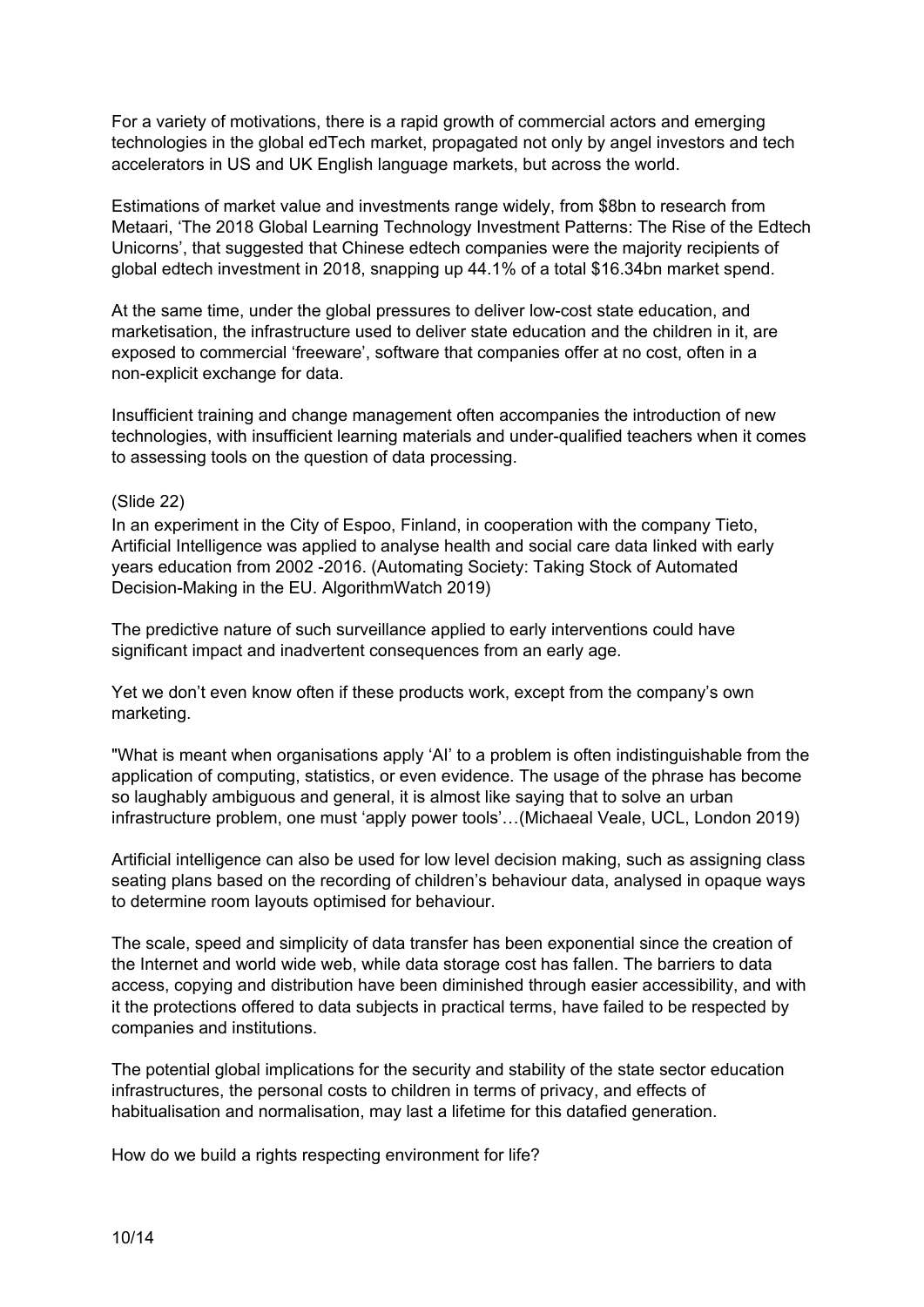For a variety of motivations, there is a rapid growth of commercial actors and emerging technologies in the global edTech market, propagated not only by angel investors and tech accelerators in US and UK English language markets, but across the world.

Estimations of market value and investments range widely, from $8bn to research from Metaari, 'The 2018 Global Learning Technology Investment Patterns: The Rise of the Edtech Unicorns', that suggested that Chinese edtech companies were the majority recipients of global edtech investment in 2018, snapping up 44.1% of a total $16.34bn market spend.

At the same time, under the global pressures to deliver low-cost state education, and marketisation, the infrastructure used to deliver state education and the children in it, are exposed to commercial 'freeware', software that companies offer at no cost, often in a non-explicit exchange for data.

Insufficient training and change management often accompanies the introduction of new technologies, with insufficient learning materials and under-qualified teachers when it comes to assessing tools on the question of data processing.

(Slide 22)

In an experiment in the City of Espoo, Finland, in cooperation with the company Tieto, Artificial Intelligence was applied to analyse health and social care data linked with early years education from 2002 -2016. (Automating Society: Taking Stock of Automated Decision-Making in the EU. AlgorithmWatch 2019)

The predictive nature of such surveillance applied to early interventions could have significant impact and inadvertent consequences from an early age.

Yet we don't even know often if these products work, except from the company's own marketing.

"What is meant when organisations apply 'AI' to a problem is often indistinguishable from the application of computing, statistics, or even evidence. The usage of the phrase has become so laughably ambiguous and general, it is almost like saying that to solve an urban infrastructure problem, one must 'apply power tools'…(Michaeal Veale, UCL, London 2019)

Artificial intelligence can also be used for low level decision making, such as assigning class seating plans based on the recording of children's behaviour data, analysed in opaque ways to determine room layouts optimised for behaviour.

The scale, speed and simplicity of data transfer has been exponential since the creation of the Internet and world wide web, while data storage cost has fallen. The barriers to data access, copying and distribution have been diminished through easier accessibility, and with it the protections offered to data subjects in practical terms, have failed to be respected by companies and institutions.

The potential global implications for the security and stability of the state sector education infrastructures, the personal costs to children in terms of privacy, and effects of habitualisation and normalisation, may last a lifetime for this datafied generation.

How do we build a rights respecting environment for life?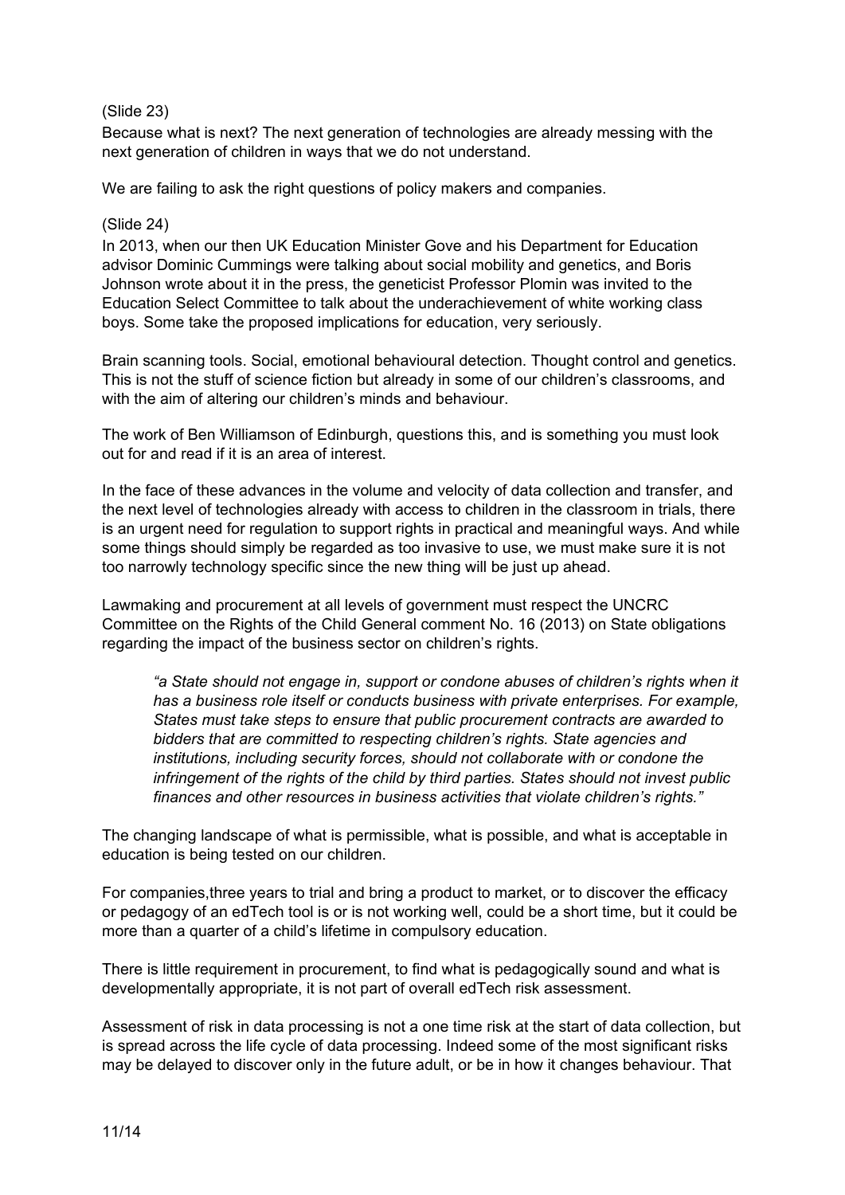(Slide 23)
Because what is next? The next generation of technologies are already messing with the next generation of children in ways that we do not understand.

We are failing to ask the right questions of policy makers and companies.

(Slide 24)
In 2013, when our then UK Education Minister Gove and his Department for Education advisor Dominic Cummings were talking about social mobility and genetics, and Boris Johnson wrote about it in the press, the geneticist Professor Plomin was invited to the Education Select Committee to talk about the underachievement of white working class boys. Some take the proposed implications for education, very seriously.

Brain scanning tools. Social, emotional behavioural detection. Thought control and genetics. This is not the stuff of science fiction but already in some of our children's classrooms, and with the aim of altering our children's minds and behaviour.

The work of Ben Williamson of Edinburgh, questions this, and is something you must look out for and read if it is an area of interest.

In the face of these advances in the volume and velocity of data collection and transfer, and the next level of technologies already with access to children in the classroom in trials, there is an urgent need for regulation to support rights in practical and meaningful ways. And while some things should simply be regarded as too invasive to use, we must make sure it is not too narrowly technology specific since the new thing will be just up ahead.

Lawmaking and procurement at all levels of government must respect the UNCRC Committee on the Rights of the Child General comment No. 16 (2013) on State obligations regarding the impact of the business sector on children's rights.

> *"a State should not engage in, support or condone abuses of children's rights when it has a business role itself or conducts business with private enterprises. For example, States must take steps to ensure that public procurement contracts are awarded to bidders that are committed to respecting children's rights. State agencies and institutions, including security forces, should not collaborate with or condone the infringement of the rights of the child by third parties. States should not invest public finances and other resources in business activities that violate children's rights."*

The changing landscape of what is permissible, what is possible, and what is acceptable in education is being tested on our children.

For companies,three years to trial and bring a product to market, or to discover the efficacy or pedagogy of an edTech tool is or is not working well, could be a short time, but it could be more than a quarter of a child's lifetime in compulsory education.

There is little requirement in procurement, to find what is pedagogically sound and what is developmentally appropriate, it is not part of overall edTech risk assessment.

Assessment of risk in data processing is not a one time risk at the start of data collection, but is spread across the life cycle of data processing. Indeed some of the most significant risks may be delayed to discover only in the future adult, or be in how it changes behaviour. That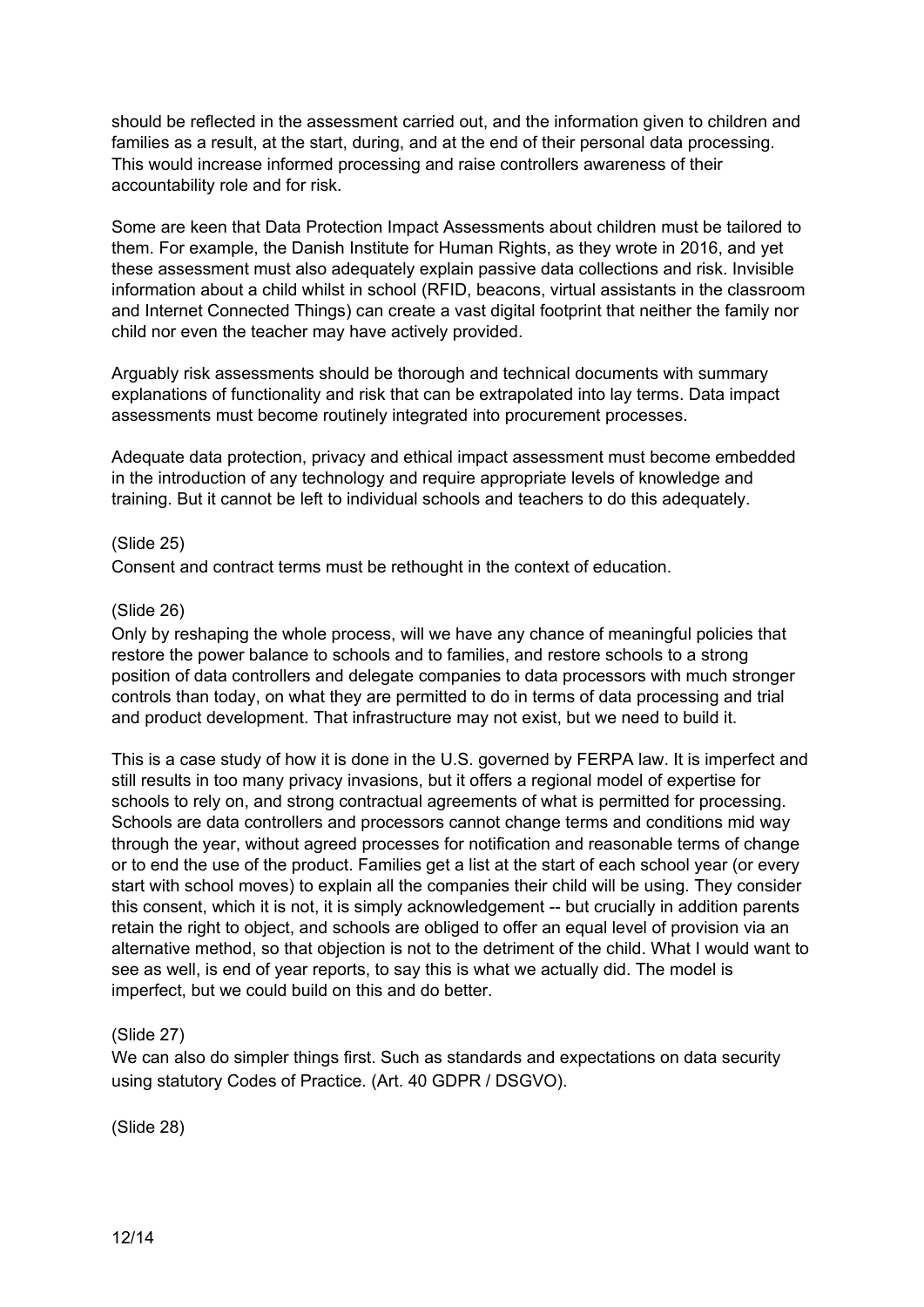should be reflected in the assessment carried out, and the information given to children and families as a result, at the start, during, and at the end of their personal data processing. This would increase informed processing and raise controllers awareness of their accountability role and for risk.

Some are keen that Data Protection Impact Assessments about children must be tailored to them. For example, the Danish Institute for Human Rights, as they wrote in 2016, and yet these assessment must also adequately explain passive data collections and risk. Invisible information about a child whilst in school (RFID, beacons, virtual assistants in the classroom and Internet Connected Things) can create a vast digital footprint that neither the family nor child nor even the teacher may have actively provided.

Arguably risk assessments should be thorough and technical documents with summary explanations of functionality and risk that can be extrapolated into lay terms. Data impact assessments must become routinely integrated into procurement processes.

Adequate data protection, privacy and ethical impact assessment must become embedded in the introduction of any technology and require appropriate levels of knowledge and training. But it cannot be left to individual schools and teachers to do this adequately.

(Slide 25)
Consent and contract terms must be rethought in the context of education.

(Slide 26)
Only by reshaping the whole process, will we have any chance of meaningful policies that restore the power balance to schools and to families, and restore schools to a strong position of data controllers and delegate companies to data processors with much stronger controls than today, on what they are permitted to do in terms of data processing and trial and product development. That infrastructure may not exist, but we need to build it.

This is a case study of how it is done in the U.S. governed by FERPA law. It is imperfect and still results in too many privacy invasions, but it offers a regional model of expertise for schools to rely on, and strong contractual agreements of what is permitted for processing. Schools are data controllers and processors cannot change terms and conditions mid way through the year, without agreed processes for notification and reasonable terms of change or to end the use of the product. Families get a list at the start of each school year (or every start with school moves) to explain all the companies their child will be using. They consider this consent, which it is not, it is simply acknowledgement -- but crucially in addition parents retain the right to object, and schools are obliged to offer an equal level of provision via an alternative method, so that objection is not to the detriment of the child. What I would want to see as well, is end of year reports, to say this is what we actually did. The model is imperfect, but we could build on this and do better.

(Slide 27)
We can also do simpler things first. Such as standards and expectations on data security using statutory Codes of Practice. (Art. 40 GDPR / DSGVO).

(Slide 28)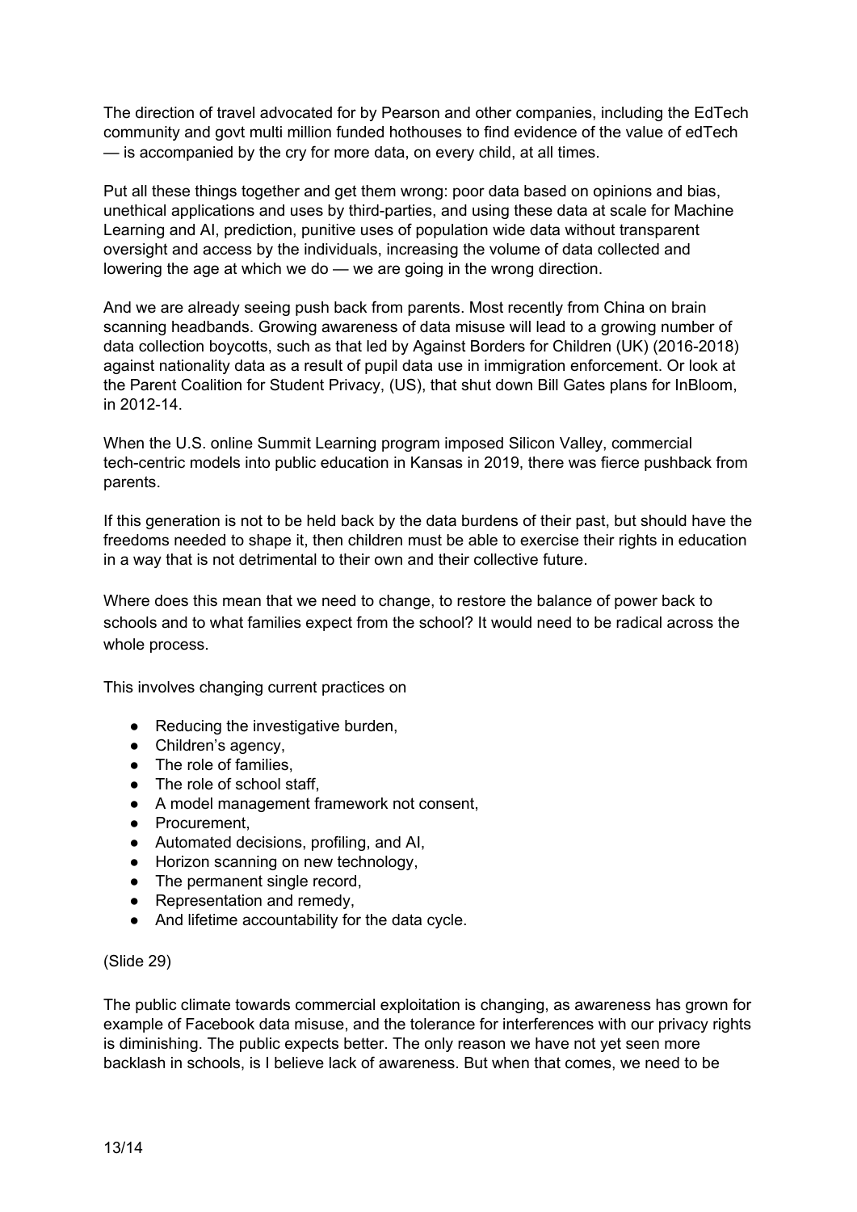The direction of travel advocated for by Pearson and other companies, including the EdTech community and govt multi million funded hothouses to find evidence of the value of edTech — is accompanied by the cry for more data, on every child, at all times.

Put all these things together and get them wrong: poor data based on opinions and bias, unethical applications and uses by third-parties, and using these data at scale for Machine Learning and AI, prediction, punitive uses of population wide data without transparent oversight and access by the individuals, increasing the volume of data collected and lowering the age at which we do — we are going in the wrong direction.

And we are already seeing push back from parents. Most recently from China on brain scanning headbands. Growing awareness of data misuse will lead to a growing number of data collection boycotts, such as that led by Against Borders for Children (UK) (2016-2018) against nationality data as a result of pupil data use in immigration enforcement. Or look at the Parent Coalition for Student Privacy, (US), that shut down Bill Gates plans for InBloom, in 2012-14.

When the U.S. online Summit Learning program imposed Silicon Valley, commercial tech-centric models into public education in Kansas in 2019, there was fierce pushback from parents.

If this generation is not to be held back by the data burdens of their past, but should have the freedoms needed to shape it, then children must be able to exercise their rights in education in a way that is not detrimental to their own and their collective future.

Where does this mean that we need to change, to restore the balance of power back to schools and to what families expect from the school? It would need to be radical across the whole process.

This involves changing current practices on

- Reducing the investigative burden,
- Children's agency,
- The role of families,
- The role of school staff,
- A model management framework not consent,
- Procurement,
- Automated decisions, profiling, and AI,
- Horizon scanning on new technology,
- The permanent single record,
- Representation and remedy,
- And lifetime accountability for the data cycle.

(Slide 29)

The public climate towards commercial exploitation is changing, as awareness has grown for example of Facebook data misuse, and the tolerance for interferences with our privacy rights is diminishing. The public expects better. The only reason we have not yet seen more backlash in schools, is I believe lack of awareness. But when that comes, we need to be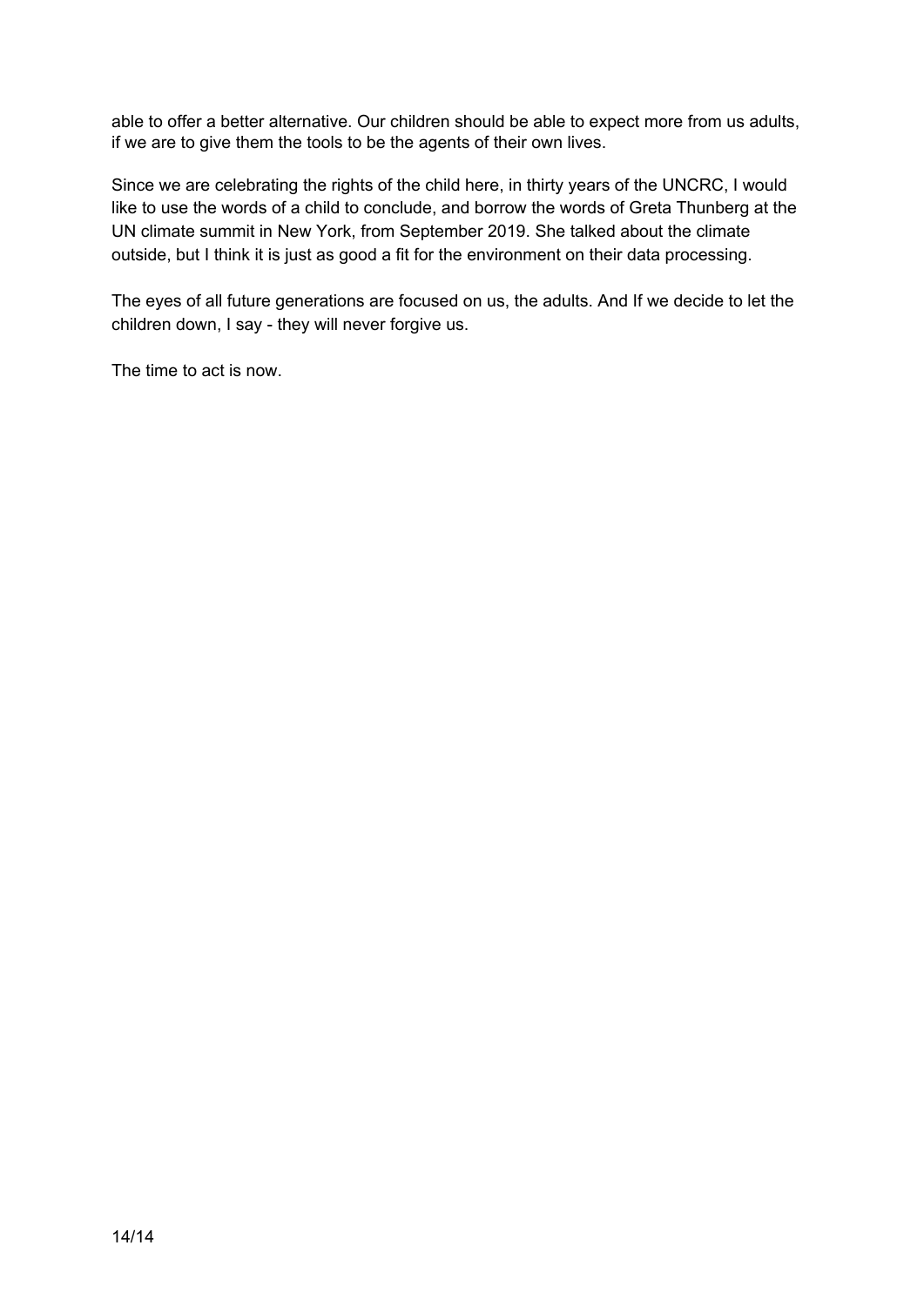able to offer a better alternative. Our children should be able to expect more from us adults, if we are to give them the tools to be the agents of their own lives.

Since we are celebrating the rights of the child here, in thirty years of the UNCRC, I would like to use the words of a child to conclude, and borrow the words of Greta Thunberg at the UN climate summit in New York, from September 2019. She talked about the climate outside, but I think it is just as good a fit for the environment on their data processing.

The eyes of all future generations are focused on us, the adults. And If we decide to let the children down, I say - they will never forgive us.

The time to act is now.